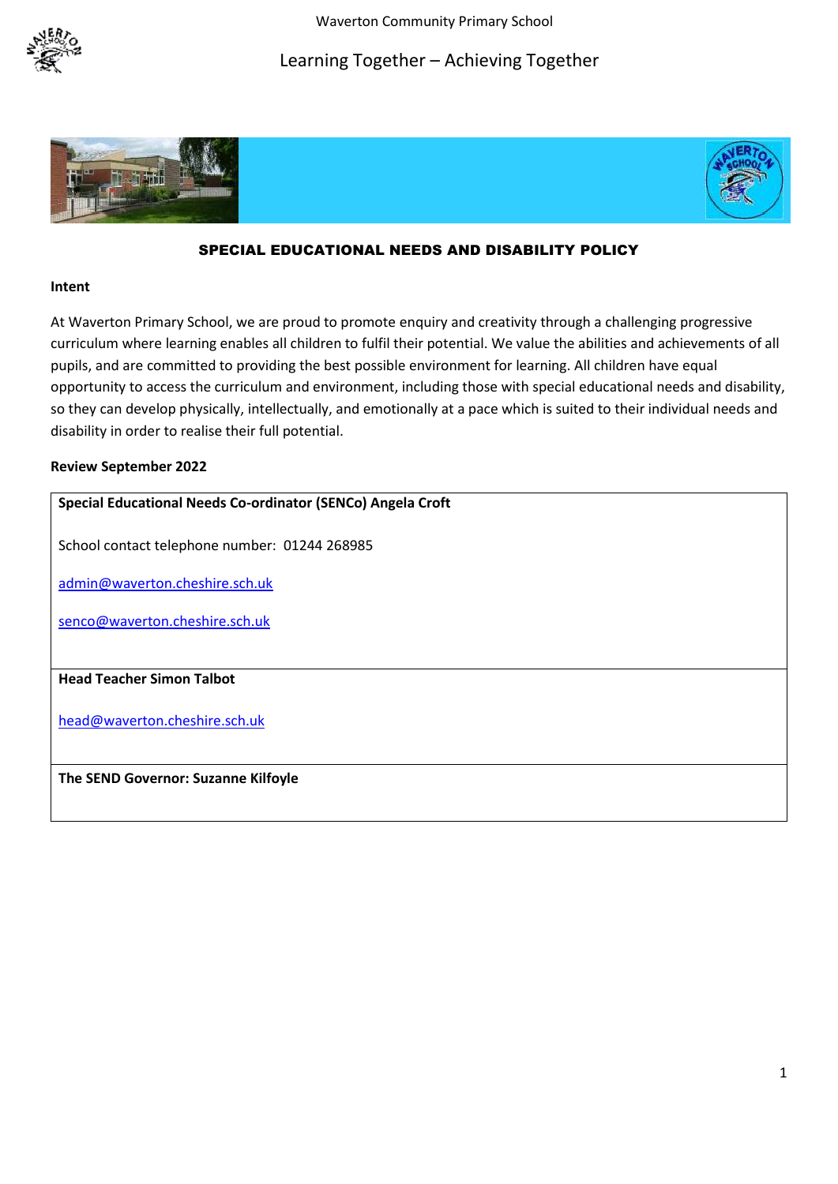Waverton Community Primary School

Learning Together – Achieving Together

# SPECIAL EDUCATIONAL NEEDS AND DISABILITY POLICY

**Intent**

At Waverton Primary School, we are proud to promote enquiry and creativity through a challenging progressive curriculum where learning enables all children to fulfil their potential. We value the abilities and achievements of all pupils, and are committed to providing the best possible environment for learning. All children have equal opportunity to access the curriculum and environment, including those with special educational needs and disability, so they can develop physically, intellectually, and emotionally at a pace which is suited to their individual needs and disability in order to realise their full potential.

**Review September 2022**

| **Special Educational Needs Co-ordinator (SENCo) Angela Croft**<br><br>School contact telephone number: 01244 268985<br><br>admin@waverton.cheshire.sch.uk<br><br>senco@waverton.cheshire.sch.uk |
|---|
| **Head Teacher Simon Talbot**<br><br>head@waverton.cheshire.sch.uk |
| **The SEND Governor: Suzanne Kilfoyle** |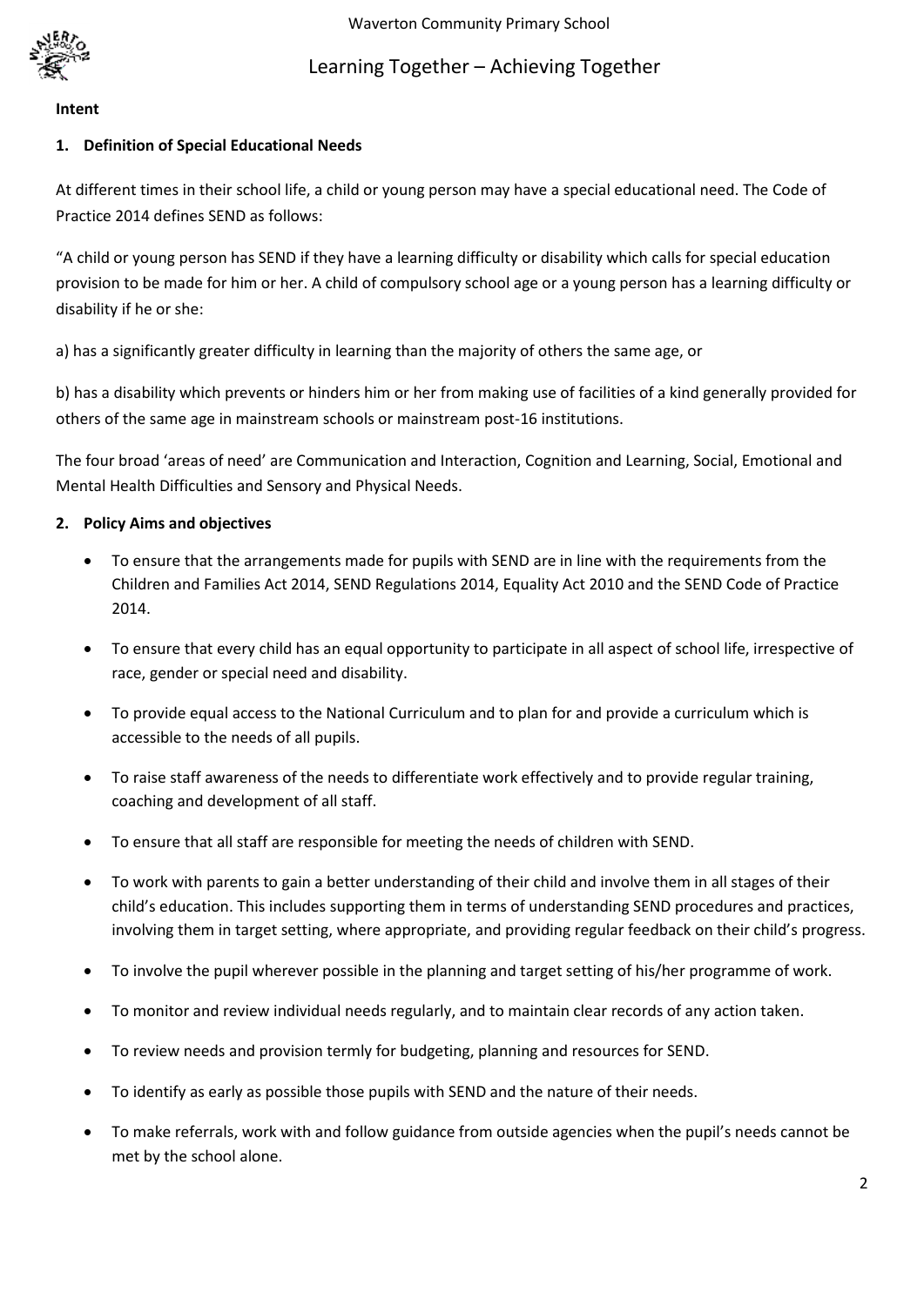**Intent**

## 1. Definition of Special Educational Needs

At different times in their school life, a child or young person may have a special educational need. The Code of Practice 2014 defines SEND as follows:

"A child or young person has SEND if they have a learning difficulty or disability which calls for special education provision to be made for him or her. A child of compulsory school age or a young person has a learning difficulty or disability if he or she:

a) has a significantly greater difficulty in learning than the majority of others the same age, or

b) has a disability which prevents or hinders him or her from making use of facilities of a kind generally provided for others of the same age in mainstream schools or mainstream post-16 institutions.

The four broad 'areas of need' are Communication and Interaction, Cognition and Learning, Social, Emotional and Mental Health Difficulties and Sensory and Physical Needs.

## 2. Policy Aims and objectives

- To ensure that the arrangements made for pupils with SEND are in line with the requirements from the Children and Families Act 2014, SEND Regulations 2014, Equality Act 2010 and the SEND Code of Practice 2014.
- To ensure that every child has an equal opportunity to participate in all aspect of school life, irrespective of race, gender or special need and disability.
- To provide equal access to the National Curriculum and to plan for and provide a curriculum which is accessible to the needs of all pupils.
- To raise staff awareness of the needs to differentiate work effectively and to provide regular training, coaching and development of all staff.
- To ensure that all staff are responsible for meeting the needs of children with SEND.
- To work with parents to gain a better understanding of their child and involve them in all stages of their child's education. This includes supporting them in terms of understanding SEND procedures and practices, involving them in target setting, where appropriate, and providing regular feedback on their child's progress.
- To involve the pupil wherever possible in the planning and target setting of his/her programme of work.
- To monitor and review individual needs regularly, and to maintain clear records of any action taken.
- To review needs and provision termly for budgeting, planning and resources for SEND.
- To identify as early as possible those pupils with SEND and the nature of their needs.
- To make referrals, work with and follow guidance from outside agencies when the pupil's needs cannot be met by the school alone.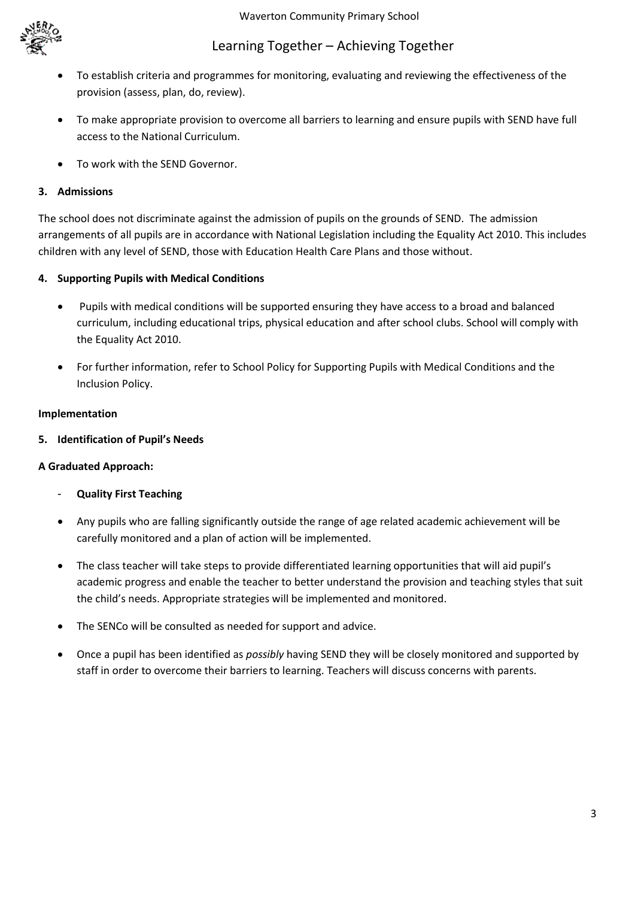- To establish criteria and programmes for monitoring, evaluating and reviewing the effectiveness of the provision (assess, plan, do, review).
- To make appropriate provision to overcome all barriers to learning and ensure pupils with SEND have full access to the National Curriculum.
- To work with the SEND Governor.

**3. Admissions**

The school does not discriminate against the admission of pupils on the grounds of SEND. The admission arrangements of all pupils are in accordance with National Legislation including the Equality Act 2010. This includes children with any level of SEND, those with Education Health Care Plans and those without.

**4. Supporting Pupils with Medical Conditions**

- Pupils with medical conditions will be supported ensuring they have access to a broad and balanced curriculum, including educational trips, physical education and after school clubs. School will comply with the Equality Act 2010.
- For further information, refer to School Policy for Supporting Pupils with Medical Conditions and the Inclusion Policy.

**Implementation**

**5. Identification of Pupil's Needs**

**A Graduated Approach:**

- **Quality First Teaching**

- Any pupils who are falling significantly outside the range of age related academic achievement will be carefully monitored and a plan of action will be implemented.
- The class teacher will take steps to provide differentiated learning opportunities that will aid pupil's academic progress and enable the teacher to better understand the provision and teaching styles that suit the child's needs. Appropriate strategies will be implemented and monitored.
- The SENCo will be consulted as needed for support and advice.
- Once a pupil has been identified as *possibly* having SEND they will be closely monitored and supported by staff in order to overcome their barriers to learning. Teachers will discuss concerns with parents.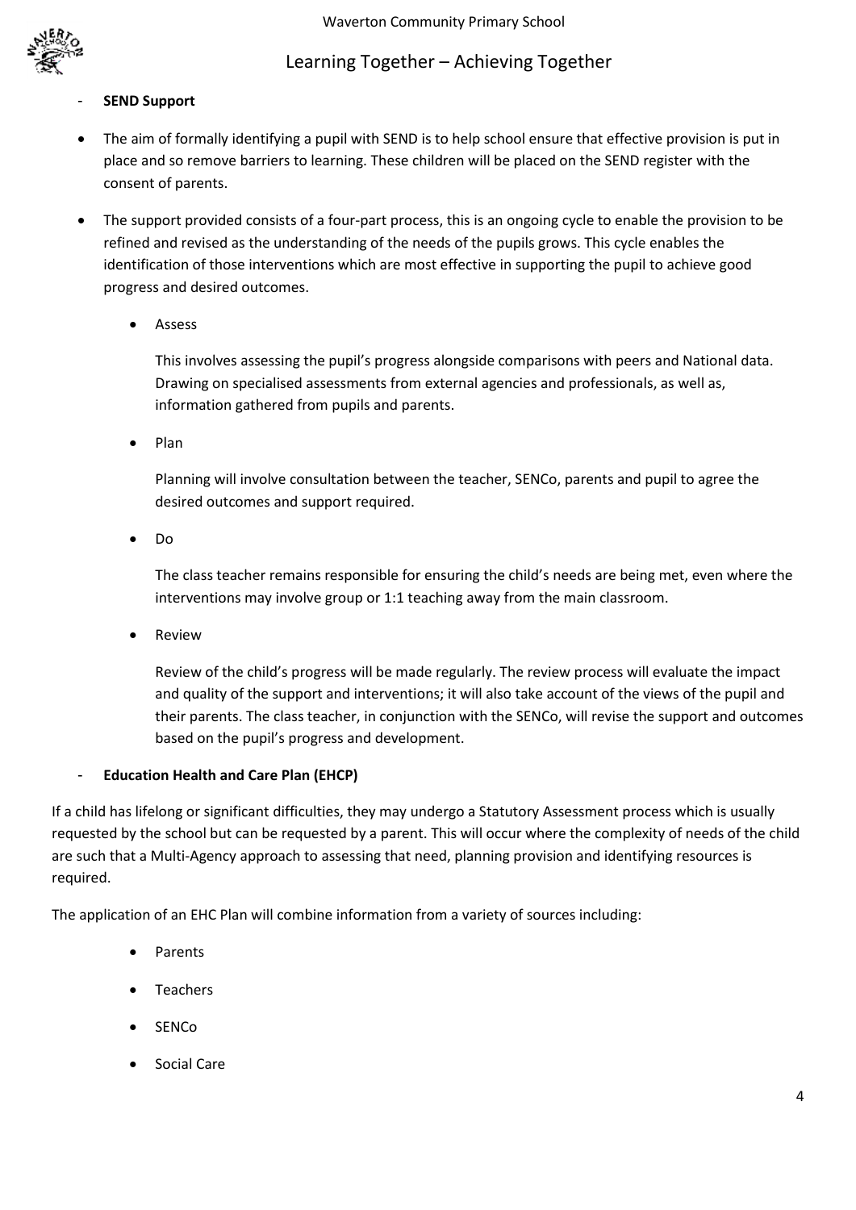- **SEND Support**

- The aim of formally identifying a pupil with SEND is to help school ensure that effective provision is put in place and so remove barriers to learning. These children will be placed on the SEND register with the consent of parents.
- The support provided consists of a four-part process, this is an ongoing cycle to enable the provision to be refined and revised as the understanding of the needs of the pupils grows. This cycle enables the identification of those interventions which are most effective in supporting the pupil to achieve good progress and desired outcomes.
  - Assess

    This involves assessing the pupil's progress alongside comparisons with peers and National data. Drawing on specialised assessments from external agencies and professionals, as well as, information gathered from pupils and parents.

  - Plan

    Planning will involve consultation between the teacher, SENCo, parents and pupil to agree the desired outcomes and support required.

  - Do

    The class teacher remains responsible for ensuring the child's needs are being met, even where the interventions may involve group or 1:1 teaching away from the main classroom.

  - Review

    Review of the child's progress will be made regularly. The review process will evaluate the impact and quality of the support and interventions; it will also take account of the views of the pupil and their parents. The class teacher, in conjunction with the SENCo, will revise the support and outcomes based on the pupil's progress and development.

- **Education Health and Care Plan (EHCP)**

If a child has lifelong or significant difficulties, they may undergo a Statutory Assessment process which is usually requested by the school but can be requested by a parent. This will occur where the complexity of needs of the child are such that a Multi-Agency approach to assessing that need, planning provision and identifying resources is required.

The application of an EHC Plan will combine information from a variety of sources including:

- Parents
- Teachers
- SENCo
- Social Care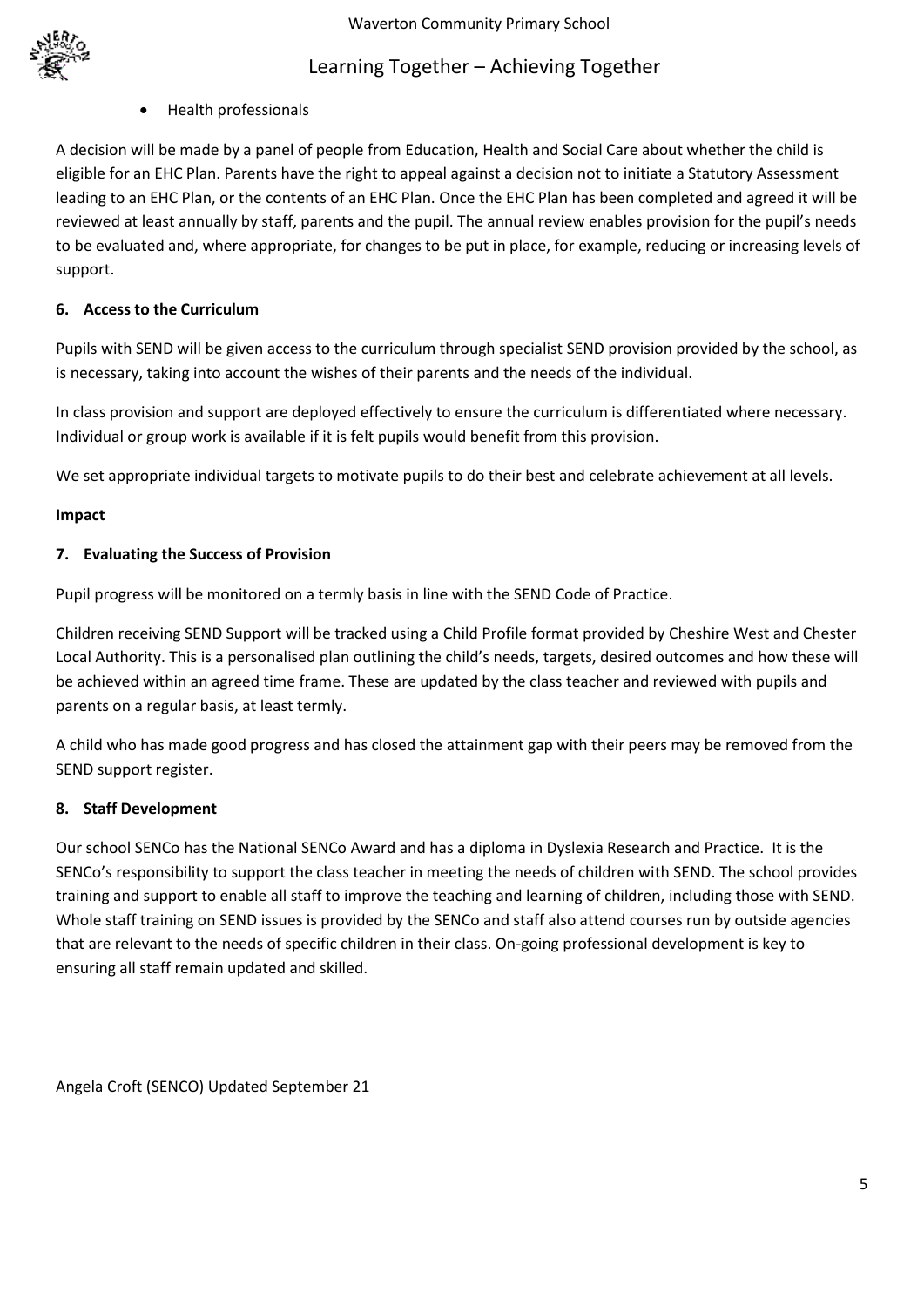- Health professionals

A decision will be made by a panel of people from Education, Health and Social Care about whether the child is eligible for an EHC Plan. Parents have the right to appeal against a decision not to initiate a Statutory Assessment leading to an EHC Plan, or the contents of an EHC Plan. Once the EHC Plan has been completed and agreed it will be reviewed at least annually by staff, parents and the pupil. The annual review enables provision for the pupil's needs to be evaluated and, where appropriate, for changes to be put in place, for example, reducing or increasing levels of support.

**6. Access to the Curriculum**

Pupils with SEND will be given access to the curriculum through specialist SEND provision provided by the school, as is necessary, taking into account the wishes of their parents and the needs of the individual.

In class provision and support are deployed effectively to ensure the curriculum is differentiated where necessary. Individual or group work is available if it is felt pupils would benefit from this provision.

We set appropriate individual targets to motivate pupils to do their best and celebrate achievement at all levels.

**Impact**

**7. Evaluating the Success of Provision**

Pupil progress will be monitored on a termly basis in line with the SEND Code of Practice.

Children receiving SEND Support will be tracked using a Child Profile format provided by Cheshire West and Chester Local Authority. This is a personalised plan outlining the child's needs, targets, desired outcomes and how these will be achieved within an agreed time frame. These are updated by the class teacher and reviewed with pupils and parents on a regular basis, at least termly.

A child who has made good progress and has closed the attainment gap with their peers may be removed from the SEND support register.

**8. Staff Development**

Our school SENCo has the National SENCo Award and has a diploma in Dyslexia Research and Practice. It is the SENCo's responsibility to support the class teacher in meeting the needs of children with SEND. The school provides training and support to enable all staff to improve the teaching and learning of children, including those with SEND. Whole staff training on SEND issues is provided by the SENCo and staff also attend courses run by outside agencies that are relevant to the needs of specific children in their class. On-going professional development is key to ensuring all staff remain updated and skilled.

Angela Croft (SENCO) Updated September 21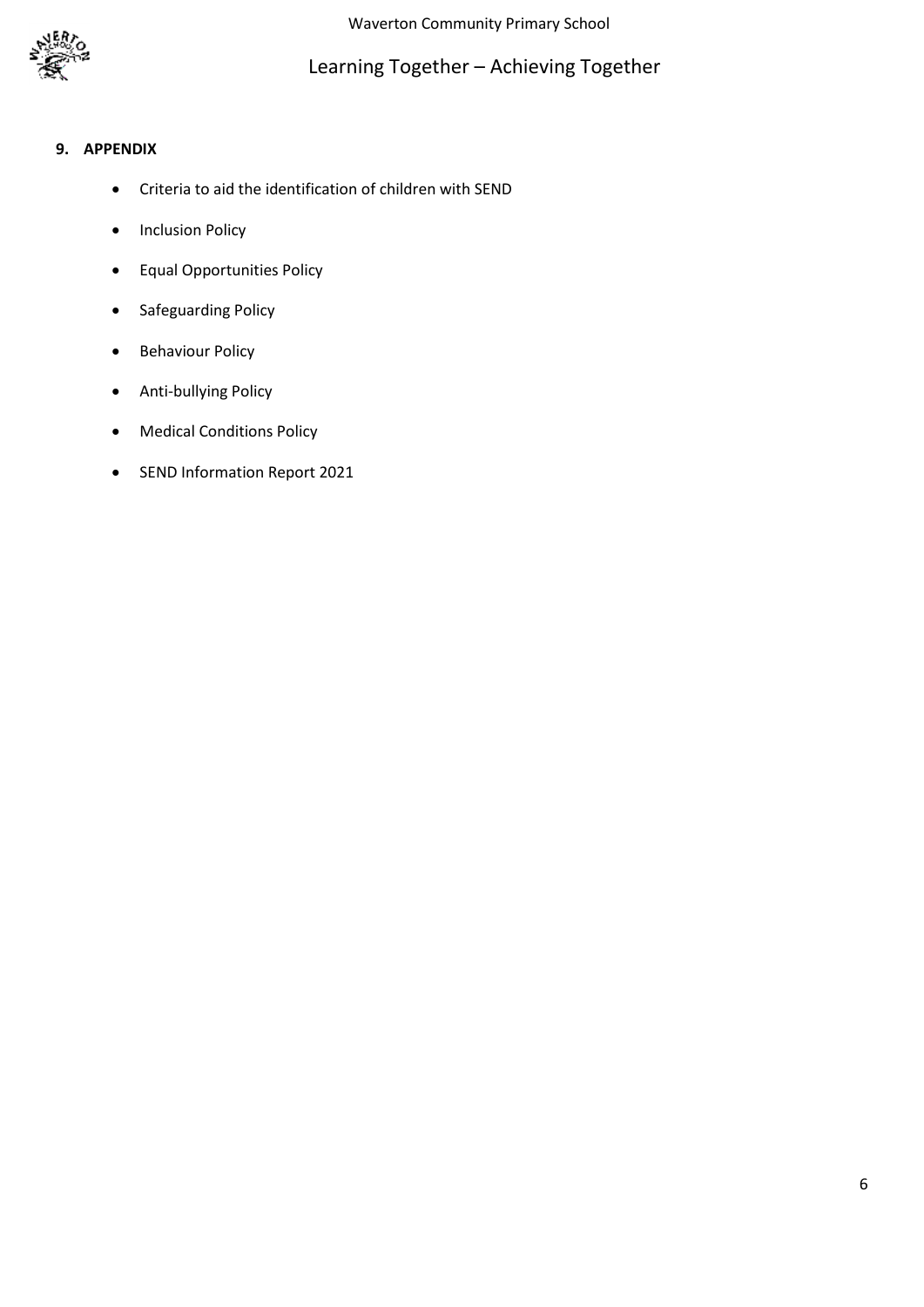## 9. APPENDIX

- Criteria to aid the identification of children with SEND
- Inclusion Policy
- Equal Opportunities Policy
- Safeguarding Policy
- Behaviour Policy
- Anti-bullying Policy
- Medical Conditions Policy
- SEND Information Report 2021